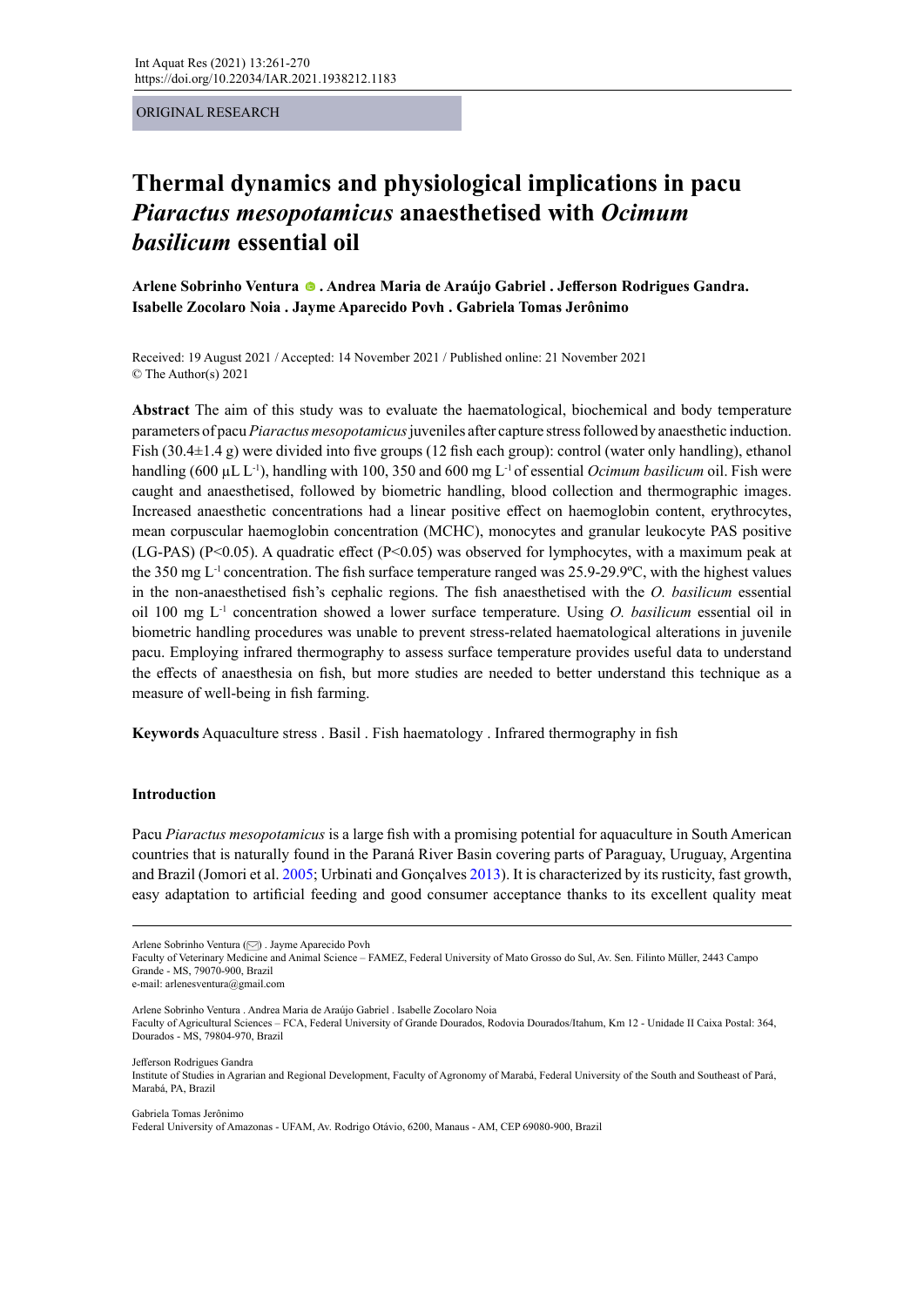ORIGINAL RESEARCH

# Thermal dynamics and physiological implications in pacu *Piaractus mesopotamicus* anaesthetised with *Ocimum basilicum* essential oil

**Arlene Sobrinho Ventura . Andrea Maria de Araújo Gabriel . Jefferson Rodrigues Gandra. Isabelle Zocolaro Noia . Jayme Aparecido Povh . Gabriela Tomas Jerônimo**

Received: 19 August 2021 / Accepted: 14 November 2021 / Published online: 21 November 2021
© The Author(s) 2021

**Abstract** The aim of this study was to evaluate the haematological, biochemical and body temperature parameters of pacu *Piaractus mesopotamicus* juveniles after capture stress followed by anaesthetic induction. Fish (30.4±1.4 g) were divided into five groups (12 fish each group): control (water only handling), ethanol handling (600 µL $L^{-1}$), handling with 100, 350 and 600 mg $L^{-1}$ of essential *Ocimum basilicum* oil. Fish were caught and anaesthetised, followed by biometric handling, blood collection and thermographic images. Increased anaesthetic concentrations had a linear positive effect on haemoglobin content, erythrocytes, mean corpuscular haemoglobin concentration (MCHC), monocytes and granular leukocyte PAS positive (LG-PAS) ($P<0.05$). A quadratic effect ($P<0.05$) was observed for lymphocytes, with a maximum peak at the 350 mg $L^{-1}$ concentration. The fish surface temperature ranged was 25.9-29.9ºC, with the highest values in the non-anaesthetised fish's cephalic regions. The fish anaesthetised with the *O. basilicum* essential oil 100 mg $L^{-1}$ concentration showed a lower surface temperature. Using *O. basilicum* essential oil in biometric handling procedures was unable to prevent stress-related haematological alterations in juvenile pacu. Employing infrared thermography to assess surface temperature provides useful data to understand the effects of anaesthesia on fish, but more studies are needed to better understand this technique as a measure of well-being in fish farming.

**Keywords** Aquaculture stress . Basil . Fish haematology . Infrared thermography in fish

## Introduction

Pacu *Piaractus mesopotamicus* is a large fish with a promising potential for aquaculture in South American countries that is naturally found in the Paraná River Basin covering parts of Paraguay, Uruguay, Argentina and Brazil (Jomori et al. 2005; Urbinati and Gonçalves 2013). It is characterized by its rusticity, fast growth, easy adaptation to artificial feeding and good consumer acceptance thanks to its excellent quality meat

---

Arlene Sobrinho Ventura (✉) . Jayme Aparecido Povh
Faculty of Veterinary Medicine and Animal Science – FAMEZ, Federal University of Mato Grosso do Sul, Av. Sen. Filinto Müller, 2443 Campo Grande - MS, 79070-900, Brazil
e-mail: arlenesventura@gmail.com

Arlene Sobrinho Ventura . Andrea Maria de Araújo Gabriel . Isabelle Zocolaro Noia
Faculty of Agricultural Sciences – FCA, Federal University of Grande Dourados, Rodovia Dourados/Itahum, Km 12 - Unidade II Caixa Postal: 364, Dourados - MS, 79804-970, Brazil

Jefferson Rodrigues Gandra
Institute of Studies in Agrarian and Regional Development, Faculty of Agronomy of Marabá, Federal University of the South and Southeast of Pará, Marabá, PA, Brazil

Gabriela Tomas Jerônimo
Federal University of Amazonas - UFAM, Av. Rodrigo Otávio, 6200, Manaus - AM, CEP 69080-900, Brazil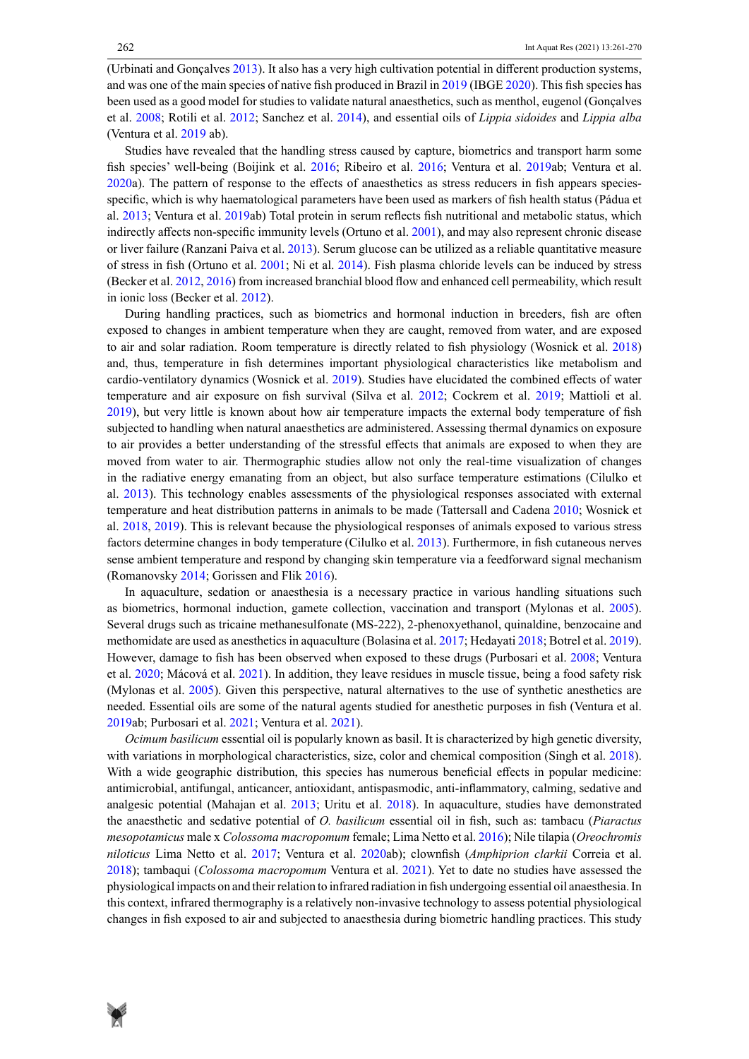(Urbinati and Gonçalves 2013). It also has a very high cultivation potential in different production systems, and was one of the main species of native fish produced in Brazil in 2019 (IBGE 2020). This fish species has been used as a good model for studies to validate natural anaesthetics, such as menthol, eugenol (Gonçalves et al. 2008; Rotili et al. 2012; Sanchez et al. 2014), and essential oils of *Lippia sidoides* and *Lippia alba* (Ventura et al. 2019 ab).

Studies have revealed that the handling stress caused by capture, biometrics and transport harm some fish species' well-being (Boijink et al. 2016; Ribeiro et al. 2016; Ventura et al. 2019ab; Ventura et al. 2020a). The pattern of response to the effects of anaesthetics as stress reducers in fish appears species-specific, which is why haematological parameters have been used as markers of fish health status (Pádua et al. 2013; Ventura et al. 2019ab) Total protein in serum reflects fish nutritional and metabolic status, which indirectly affects non-specific immunity levels (Ortuno et al. 2001), and may also represent chronic disease or liver failure (Ranzani Paiva et al. 2013). Serum glucose can be utilized as a reliable quantitative measure of stress in fish (Ortuno et al. 2001; Ni et al. 2014). Fish plasma chloride levels can be induced by stress (Becker et al. 2012, 2016) from increased branchial blood flow and enhanced cell permeability, which result in ionic loss (Becker et al. 2012).

During handling practices, such as biometrics and hormonal induction in breeders, fish are often exposed to changes in ambient temperature when they are caught, removed from water, and are exposed to air and solar radiation. Room temperature is directly related to fish physiology (Wosnick et al. 2018) and, thus, temperature in fish determines important physiological characteristics like metabolism and cardio-ventilatory dynamics (Wosnick et al. 2019). Studies have elucidated the combined effects of water temperature and air exposure on fish survival (Silva et al. 2012; Cockrem et al. 2019; Mattioli et al. 2019), but very little is known about how air temperature impacts the external body temperature of fish subjected to handling when natural anaesthetics are administered. Assessing thermal dynamics on exposure to air provides a better understanding of the stressful effects that animals are exposed to when they are moved from water to air. Thermographic studies allow not only the real-time visualization of changes in the radiative energy emanating from an object, but also surface temperature estimations (Cilulko et al. 2013). This technology enables assessments of the physiological responses associated with external temperature and heat distribution patterns in animals to be made (Tattersall and Cadena 2010; Wosnick et al. 2018, 2019). This is relevant because the physiological responses of animals exposed to various stress factors determine changes in body temperature (Cilulko et al. 2013). Furthermore, in fish cutaneous nerves sense ambient temperature and respond by changing skin temperature via a feedforward signal mechanism (Romanovsky 2014; Gorissen and Flik 2016).

In aquaculture, sedation or anaesthesia is a necessary practice in various handling situations such as biometrics, hormonal induction, gamete collection, vaccination and transport (Mylonas et al. 2005). Several drugs such as tricaine methanesulfonate (MS-222), 2-phenoxyethanol, quinaldine, benzocaine and methomidate are used as anesthetics in aquaculture (Bolasina et al. 2017; Hedayati 2018; Botrel et al. 2019). However, damage to fish has been observed when exposed to these drugs (Purbosari et al. 2008; Ventura et al. 2020; Mácová et al. 2021). In addition, they leave residues in muscle tissue, being a food safety risk (Mylonas et al. 2005). Given this perspective, natural alternatives to the use of synthetic anesthetics are needed. Essential oils are some of the natural agents studied for anesthetic purposes in fish (Ventura et al. 2019ab; Purbosari et al. 2021; Ventura et al. 2021).

*Ocimum basilicum* essential oil is popularly known as basil. It is characterized by high genetic diversity, with variations in morphological characteristics, size, color and chemical composition (Singh et al. 2018). With a wide geographic distribution, this species has numerous beneficial effects in popular medicine: antimicrobial, antifungal, anticancer, antioxidant, antispasmodic, anti-inflammatory, calming, sedative and analgesic potential (Mahajan et al. 2013; Uritu et al. 2018). In aquaculture, studies have demonstrated the anaesthetic and sedative potential of *O. basilicum* essential oil in fish, such as: tambacu (*Piaractus mesopotamicus* male x *Colossoma macropomum* female; Lima Netto et al. 2016); Nile tilapia (*Oreochromis niloticus* Lima Netto et al. 2017; Ventura et al. 2020ab); clownfish (*Amphiprion clarkii* Correia et al. 2018); tambaqui (*Colossoma macropomum* Ventura et al. 2021). Yet to date no studies have assessed the physiological impacts on and their relation to infrared radiation in fish undergoing essential oil anaesthesia. In this context, infrared thermography is a relatively non-invasive technology to assess potential physiological changes in fish exposed to air and subjected to anaesthesia during biometric handling practices. This study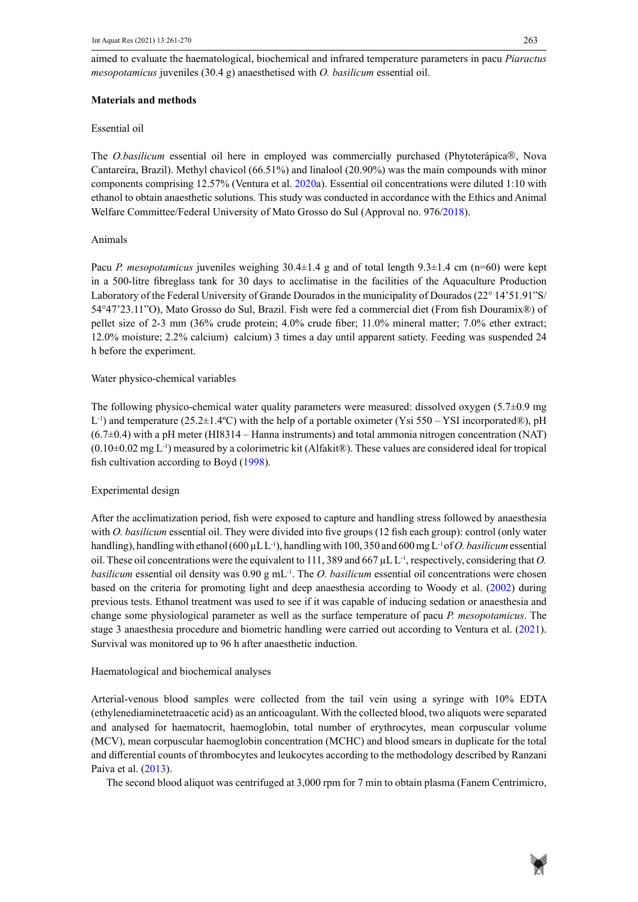aimed to evaluate the haematological, biochemical and infrared temperature parameters in pacu *Piaractus mesopotamicus* juveniles (30.4 g) anaesthetised with *O. basilicum* essential oil.

## Materials and methods

### Essential oil

The *O.basilicum* essential oil here in employed was commercially purchased (Phytoterápica®, Nova Cantareira, Brazil). Methyl chavicol (66.51%) and linalool (20.90%) was the main compounds with minor components comprising 12.57% (Ventura et al. 2020a). Essential oil concentrations were diluted 1:10 with ethanol to obtain anaesthetic solutions. This study was conducted in accordance with the Ethics and Animal Welfare Committee/Federal University of Mato Grosso do Sul (Approval no. 976/2018).

### Animals

Pacu *P. mesopotamicus* juveniles weighing 30.4±1.4 g and of total length 9.3±1.4 cm (n=60) were kept in a 500-litre fibreglass tank for 30 days to acclimatise in the facilities of the Aquaculture Production Laboratory of the Federal University of Grande Dourados in the municipality of Dourados (22° 14'51.91"S/ 54°47'23.11"O), Mato Grosso do Sul, Brazil. Fish were fed a commercial diet (From fish Douramix®) of pellet size of 2-3 mm (36% crude protein; 4.0% crude fiber; 11.0% mineral matter; 7.0% ether extract; 12.0% moisture; 2.2% calcium) calcium) 3 times a day until apparent satiety. Feeding was suspended 24 h before the experiment.

### Water physico-chemical variables

The following physico-chemical water quality parameters were measured: dissolved oxygen (5.7±0.9 mg $L^{-1}$) and temperature (25.2±1.4ºC) with the help of a portable oximeter (Ysi 550 – YSI incorporated®), pH (6.7±0.4) with a pH meter (HI8314 – Hanna instruments) and total ammonia nitrogen concentration (NAT) (0.10±0.02 mg $L^{-1}$) measured by a colorimetric kit (Alfakit®). These values are considered ideal for tropical fish cultivation according to Boyd (1998).

### Experimental design

After the acclimatization period, fish were exposed to capture and handling stress followed by anaesthesia with *O. basilicum* essential oil. They were divided into five groups (12 fish each group): control (only water handling), handling with ethanol (600 µL $L^{-1}$), handling with 100, 350 and 600 mg $L^{-1}$ of *O. basilicum* essential oil. These oil concentrations were the equivalent to 111, 389 and 667 µL $L^{-1}$, respectively, considering that *O. basilicum* essential oil density was 0.90 g $mL^{-1}$. The *O. basilicum* essential oil concentrations were chosen based on the criteria for promoting light and deep anaesthesia according to Woody et al. (2002) during previous tests. Ethanol treatment was used to see if it was capable of inducing sedation or anaesthesia and change some physiological parameter as well as the surface temperature of pacu *P. mesopotamicus*. The stage 3 anaesthesia procedure and biometric handling were carried out according to Ventura et al. (2021). Survival was monitored up to 96 h after anaesthetic induction.

### Haematological and biochemical analyses

Arterial-venous blood samples were collected from the tail vein using a syringe with 10% EDTA (ethylenediaminetetraacetic acid) as an anticoagulant. With the collected blood, two aliquots were separated and analysed for haematocrit, haemoglobin, total number of erythrocytes, mean corpuscular volume (MCV), mean corpuscular haemoglobin concentration (MCHC) and blood smears in duplicate for the total and differential counts of thrombocytes and leukocytes according to the methodology described by Ranzani Paiva et al. (2013).

The second blood aliquot was centrifuged at 3,000 rpm for 7 min to obtain plasma (Fanem Centrimicro,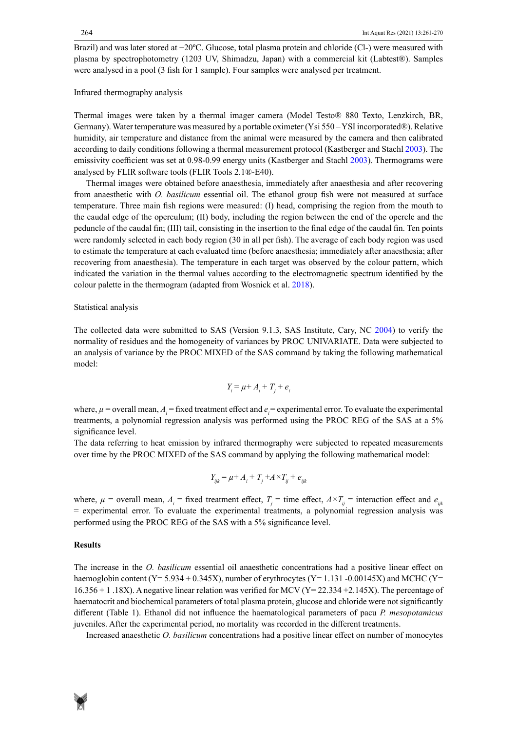Brazil) and was later stored at −20ºC. Glucose, total plasma protein and chloride (Cl-) were measured with plasma by spectrophotometry (1203 UV, Shimadzu, Japan) with a commercial kit (Labtest®). Samples were analysed in a pool (3 fish for 1 sample). Four samples were analysed per treatment.

Infrared thermography analysis

Thermal images were taken by a thermal imager camera (Model Testo® 880 Texto, Lenzkirch, BR, Germany). Water temperature was measured by a portable oximeter (Ysi 550 – YSI incorporated®). Relative humidity, air temperature and distance from the animal were measured by the camera and then calibrated according to daily conditions following a thermal measurement protocol (Kastberger and Stachl 2003). The emissivity coefficient was set at 0.98-0.99 energy units (Kastberger and Stachl 2003). Thermograms were analysed by FLIR software tools (FLIR Tools 2.1®-E40).

Thermal images were obtained before anaesthesia, immediately after anaesthesia and after recovering from anaesthetic with *O. basilicum* essential oil. The ethanol group fish were not measured at surface temperature. Three main fish regions were measured: (I) head, comprising the region from the mouth to the caudal edge of the operculum; (II) body, including the region between the end of the opercle and the peduncle of the caudal fin; (III) tail, consisting in the insertion to the final edge of the caudal fin. Ten points were randomly selected in each body region (30 in all per fish). The average of each body region was used to estimate the temperature at each evaluated time (before anaesthesia; immediately after anaesthesia; after recovering from anaesthesia). The temperature in each target was observed by the colour pattern, which indicated the variation in the thermal values according to the electromagnetic spectrum identified by the colour palette in the thermogram (adapted from Wosnick et al. 2018).

Statistical analysis

The collected data were submitted to SAS (Version 9.1.3, SAS Institute, Cary, NC 2004) to verify the normality of residues and the homogeneity of variances by PROC UNIVARIATE. Data were subjected to an analysis of variance by the PROC MIXED of the SAS command by taking the following mathematical model:

$$Y_i = \mu + A_i + T_j + e_i$$

where, $\mu$ = overall mean, $A_i$ = fixed treatment effect and $e_i$ = experimental error. To evaluate the experimental treatments, a polynomial regression analysis was performed using the PROC REG of the SAS at a 5% significance level.

The data referring to heat emission by infrared thermography were subjected to repeated measurements over time by the PROC MIXED of the SAS command by applying the following mathematical model:

$$Y_{ijk} = \mu + A_i + T_j + A \times T_{ij} + e_{ijk}$$

where, $\mu$ = overall mean, $A_i$ = fixed treatment effect, $T_j$ = time effect, $A \times T_{ij}$ = interaction effect and $e_{ijk}$ = experimental error. To evaluate the experimental treatments, a polynomial regression analysis was performed using the PROC REG of the SAS with a 5% significance level.

## Results

The increase in the *O. basilicum* essential oil anaesthetic concentrations had a positive linear effect on haemoglobin content (Y= 5.934 + 0.345X), number of erythrocytes (Y= 1.131 -0.00145X) and MCHC (Y= 16.356 + 1 .18X). A negative linear relation was verified for MCV (Y= 22.334 +2.145X). The percentage of haematocrit and biochemical parameters of total plasma protein, glucose and chloride were not significantly different (Table 1). Ethanol did not influence the haematological parameters of pacu *P. mesopotamicus* juveniles. After the experimental period, no mortality was recorded in the different treatments.

Increased anaesthetic *O. basilicum* concentrations had a positive linear effect on number of monocytes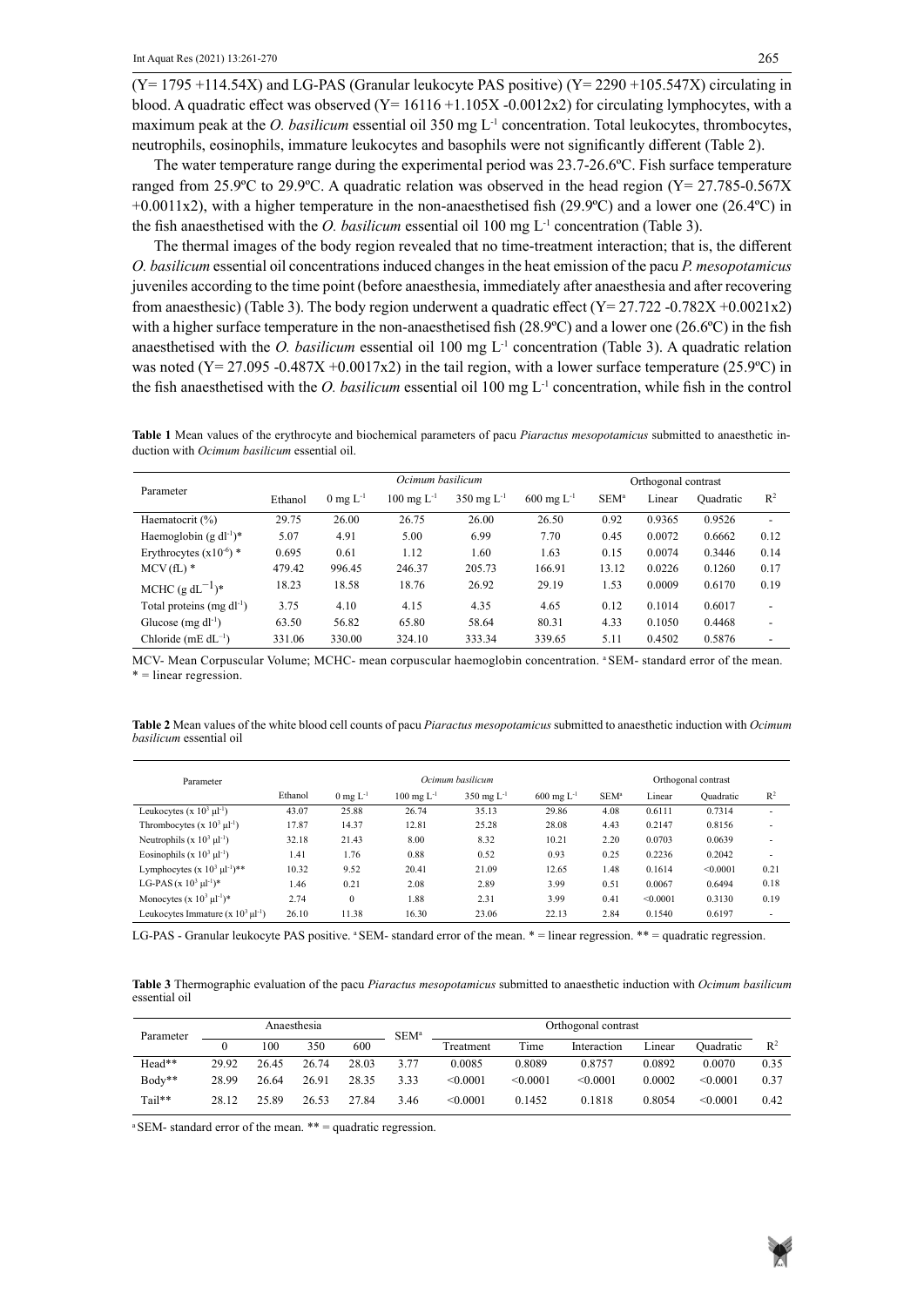($Y= 1795 +114.54X$) and LG-PAS (Granular leukocyte PAS positive) ($Y= 2290 +105.547X$) circulating in blood. A quadratic effect was observed ($Y= 16116 +1.105X -0.0012x^2$) for circulating lymphocytes, with a maximum peak at the *O. basilicum* essential oil 350 mg $L^{-1}$ concentration. Total leukocytes, thrombocytes, neutrophils, eosinophils, immature leukocytes and basophils were not significantly different (Table 2).

The water temperature range during the experimental period was 23.7-26.6ºC. Fish surface temperature ranged from 25.9ºC to 29.9ºC. A quadratic relation was observed in the head region ($Y= 27.785-0.567X +0.0011x^2$), with a higher temperature in the non-anaesthetised fish (29.9ºC) and a lower one (26.4ºC) in the fish anaesthetised with the *O. basilicum* essential oil 100 mg $L^{-1}$ concentration (Table 3).

The thermal images of the body region revealed that no time-treatment interaction; that is, the different *O. basilicum* essential oil concentrations induced changes in the heat emission of the pacu *P. mesopotamicus* juveniles according to the time point (before anaesthesia, immediately after anaesthesia and after recovering from anaesthesic) (Table 3). The body region underwent a quadratic effect ($Y= 27.722 -0.782X +0.0021x^2$) with a higher surface temperature in the non-anaesthetised fish (28.9ºC) and a lower one (26.6ºC) in the fish anaesthetised with the *O. basilicum* essential oil 100 mg $L^{-1}$ concentration (Table 3). A quadratic relation was noted ($Y= 27.095 -0.487X +0.0017x^2$) in the tail region, with a lower surface temperature (25.9ºC) in the fish anaesthetised with the *O. basilicum* essential oil 100 mg $L^{-1}$ concentration, while fish in the control

**Table 1** Mean values of the erythrocyte and biochemical parameters of pacu *Piaractus mesopotamicus* submitted to anaesthetic induction with *Ocimum basilicum* essential oil.

| Parameter | | *Ocimum basilicum* | | | | Orthogonal contrast | | | |
|---|---|---|---|---|---|---|---|---|---|
| | Ethanol | 0 mg $L^{-1}$ | 100 mg $L^{-1}$ | 350 mg $L^{-1}$ | 600 mg $L^{-1}$ | SEM[a] | Linear | Quadratic | $R^2$ |
| Haematocrit (%) | 29.75 | 26.00 | 26.75 | 26.00 | 26.50 | 0.92 | 0.9365 | 0.9526 | - |
| Haemoglobin (g $dl^{-1}$)* | 5.07 | 4.91 | 5.00 | 6.99 | 7.70 | 0.45 | 0.0072 | 0.6662 | 0.12 |
| Erythrocytes ($x10^{-6}$) * | 0.695 | 0.61 | 1.12 | 1.60 | 1.63 | 0.15 | 0.0074 | 0.3446 | 0.14 |
| MCV (fL) * | 479.42 | 996.45 | 246.37 | 205.73 | 166.91 | 13.12 | 0.0226 | 0.1260 | 0.17 |
| MCHC (g $dL^{-1}$)* | 18.23 | 18.58 | 18.76 | 26.92 | 29.19 | 1.53 | 0.0009 | 0.6170 | 0.19 |
| Total proteins (mg $dl^{-1}$) | 3.75 | 4.10 | 4.15 | 4.35 | 4.65 | 0.12 | 0.1014 | 0.6017 | - |
| Glucose (mg $dl^{-1}$) | 63.50 | 56.82 | 65.80 | 58.64 | 80.31 | 4.33 | 0.1050 | 0.4468 | - |
| Chloride (mE $dL^{-1}$) | 331.06 | 330.00 | 324.10 | 333.34 | 339.65 | 5.11 | 0.4502 | 0.5876 | - |

MCV- Mean Corpuscular Volume; MCHC- mean corpuscular haemoglobin concentration. [a] SEM- standard error of the mean. * = linear regression.

**Table 2** Mean values of the white blood cell counts of pacu *Piaractus mesopotamicus* submitted to anaesthetic induction with *Ocimum basilicum* essential oil

| Parameter | | *Ocimum basilicum* | | | | Orthogonal contrast | | | |
|---|---|---|---|---|---|---|---|---|---|
| | Ethanol | 0 mg $L^{-1}$ | 100 mg $L^{-1}$ | 350 mg $L^{-1}$ | 600 mg $L^{-1}$ | SEM[a] | Linear | Quadratic | $R^2$ |
| Leukocytes (x $10^3$ $\mu l^{-1}$) | 43.07 | 25.88 | 26.74 | 35.13 | 29.86 | 4.08 | 0.6111 | 0.7314 | - |
| Thrombocytes (x $10^3$ $\mu l^{-1}$) | 17.87 | 14.37 | 12.81 | 25.28 | 28.08 | 4.43 | 0.2147 | 0.8156 | - |
| Neutrophils (x $10^3$ $\mu l^{-1}$) | 32.18 | 21.43 | 8.00 | 8.32 | 10.21 | 2.20 | 0.0703 | 0.0639 | - |
| Eosinophils (x $10^3$ $\mu l^{-1}$) | 1.41 | 1.76 | 0.88 | 0.52 | 0.93 | 0.25 | 0.2236 | 0.2042 | - |
| Lymphocytes (x $10^3$ $\mu l^{-1}$)** | 10.32 | 9.52 | 20.41 | 21.09 | 12.65 | 1.48 | 0.1614 | <0.0001 | 0.21 |
| LG-PAS (x $10^3$ $\mu l^{-1}$)* | 1.46 | 0.21 | 2.08 | 2.89 | 3.99 | 0.51 | 0.0067 | 0.6494 | 0.18 |
| Monocytes (x $10^3$ $\mu l^{-1}$)* | 2.74 | 0 | 1.88 | 2.31 | 3.99 | 0.41 | <0.0001 | 0.3130 | 0.19 |
| Leukocytes Immature (x $10^3$ $\mu l^{-1}$) | 26.10 | 11.38 | 16.30 | 23.06 | 22.13 | 2.84 | 0.1540 | 0.6197 | - |

LG-PAS - Granular leukocyte PAS positive. [a] SEM- standard error of the mean. * = linear regression. ** = quadratic regression.

**Table 3** Thermographic evaluation of the pacu *Piaractus mesopotamicus* submitted to anaesthetic induction with *Ocimum basilicum* essential oil

| Parameter | Anaesthesia | | | | SEM[a] | Orthogonal contrast | | | | | |
|---|---|---|---|---|---|---|---|---|---|---|---|
| | 0 | 100 | 350 | 600 | | Treatment | Time | Interaction | Linear | Quadratic | $R^2$ |
| Head** | 29.92 | 26.45 | 26.74 | 28.03 | 3.77 | 0.0085 | 0.8089 | 0.8757 | 0.0892 | 0.0070 | 0.35 |
| Body** | 28.99 | 26.64 | 26.91 | 28.35 | 3.33 | <0.0001 | <0.0001 | <0.0001 | 0.0002 | <0.0001 | 0.37 |
| Tail** | 28.12 | 25.89 | 26.53 | 27.84 | 3.46 | <0.0001 | 0.1452 | 0.1818 | 0.8054 | <0.0001 | 0.42 |

[a] SEM- standard error of the mean. ** = quadratic regression.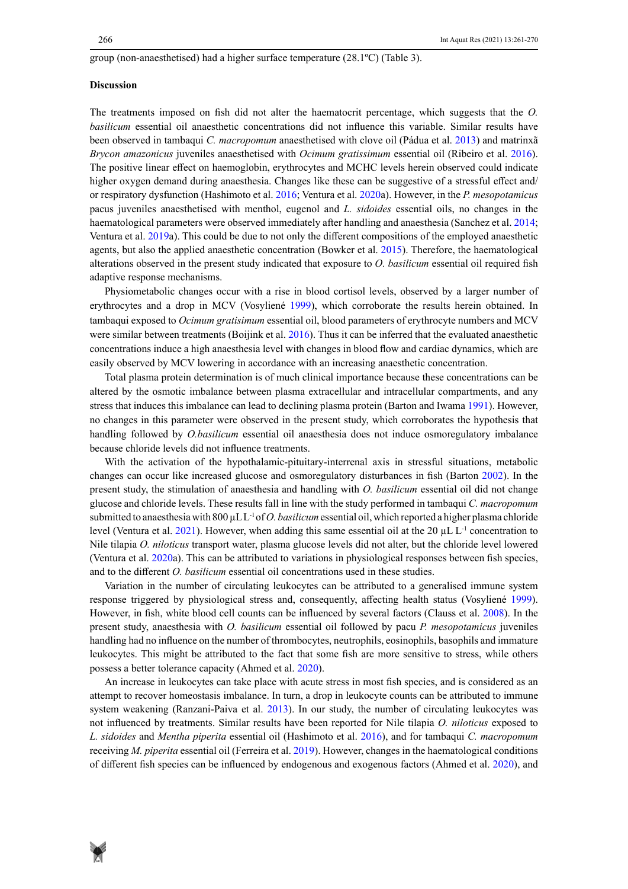group (non-anaesthetised) had a higher surface temperature (28.1ºC) (Table 3).

**Discussion**

The treatments imposed on fish did not alter the haematocrit percentage, which suggests that the *O. basilicum* essential oil anaesthetic concentrations did not influence this variable. Similar results have been observed in tambaqui *C. macropomum* anaesthetised with clove oil (Pádua et al. 2013) and matrinxã *Brycon amazonicus* juveniles anaesthetised with *Ocimum gratissimum* essential oil (Ribeiro et al. 2016). The positive linear effect on haemoglobin, erythrocytes and MCHC levels herein observed could indicate higher oxygen demand during anaesthesia. Changes like these can be suggestive of a stressful effect and/or respiratory dysfunction (Hashimoto et al. 2016; Ventura et al. 2020a). However, in the *P. mesopotamicus* pacus juveniles anaesthetised with menthol, eugenol and *L. sidoides* essential oils, no changes in the haematological parameters were observed immediately after handling and anaesthesia (Sanchez et al. 2014; Ventura et al. 2019a). This could be due to not only the different compositions of the employed anaesthetic agents, but also the applied anaesthetic concentration (Bowker et al. 2015). Therefore, the haematological alterations observed in the present study indicated that exposure to *O. basilicum* essential oil required fish adaptive response mechanisms.

Physiometabolic changes occur with a rise in blood cortisol levels, observed by a larger number of erythrocytes and a drop in MCV (Vosylienė 1999), which corroborate the results herein obtained. In tambaqui exposed to *Ocimum gratisimum* essential oil, blood parameters of erythrocyte numbers and MCV were similar between treatments (Boijink et al. 2016). Thus it can be inferred that the evaluated anaesthetic concentrations induce a high anaesthesia level with changes in blood flow and cardiac dynamics, which are easily observed by MCV lowering in accordance with an increasing anaesthetic concentration.

Total plasma protein determination is of much clinical importance because these concentrations can be altered by the osmotic imbalance between plasma extracellular and intracellular compartments, and any stress that induces this imbalance can lead to declining plasma protein (Barton and Iwama 1991). However, no changes in this parameter were observed in the present study, which corroborates the hypothesis that handling followed by *O.basilicum* essential oil anaesthesia does not induce osmoregulatory imbalance because chloride levels did not influence treatments.

With the activation of the hypothalamic-pituitary-interrenal axis in stressful situations, metabolic changes can occur like increased glucose and osmoregulatory disturbances in fish (Barton 2002). In the present study, the stimulation of anaesthesia and handling with *O. basilicum* essential oil did not change glucose and chloride levels. These results fall in line with the study performed in tambaqui *C. macropomum* submitted to anaesthesia with 800 µL $L^{-1}$ of *O. basilicum* essential oil, which reported a higher plasma chloride level (Ventura et al. 2021). However, when adding this same essential oil at the 20 µL $L^{-1}$ concentration to Nile tilapia *O. niloticus* transport water, plasma glucose levels did not alter, but the chloride level lowered (Ventura et al. 2020a). This can be attributed to variations in physiological responses between fish species, and to the different *O. basilicum* essential oil concentrations used in these studies.

Variation in the number of circulating leukocytes can be attributed to a generalised immune system response triggered by physiological stress and, consequently, affecting health status (Vosylienė 1999). However, in fish, white blood cell counts can be influenced by several factors (Clauss et al. 2008). In the present study, anaesthesia with *O. basilicum* essential oil followed by pacu *P. mesopotamicus* juveniles handling had no influence on the number of thrombocytes, neutrophils, eosinophils, basophils and immature leukocytes. This might be attributed to the fact that some fish are more sensitive to stress, while others possess a better tolerance capacity (Ahmed et al. 2020).

An increase in leukocytes can take place with acute stress in most fish species, and is considered as an attempt to recover homeostasis imbalance. In turn, a drop in leukocyte counts can be attributed to immune system weakening (Ranzani-Paiva et al. 2013). In our study, the number of circulating leukocytes was not influenced by treatments. Similar results have been reported for Nile tilapia *O. niloticus* exposed to *L. sidoides* and *Mentha piperita* essential oil (Hashimoto et al. 2016), and for tambaqui *C. macropomum* receiving *M. piperita* essential oil (Ferreira et al. 2019). However, changes in the haematological conditions of different fish species can be influenced by endogenous and exogenous factors (Ahmed et al. 2020), and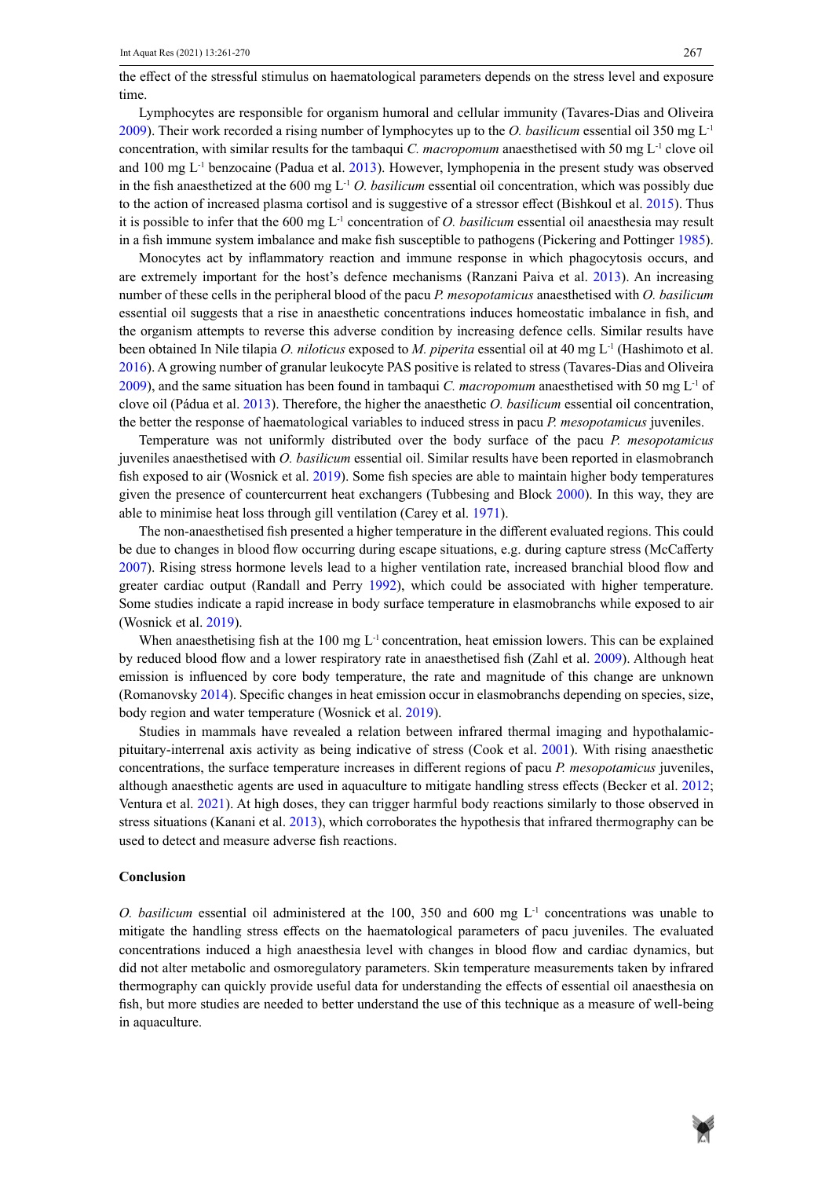the effect of the stressful stimulus on haematological parameters depends on the stress level and exposure time.

Lymphocytes are responsible for organism humoral and cellular immunity (Tavares-Dias and Oliveira 2009). Their work recorded a rising number of lymphocytes up to the *O. basilicum* essential oil 350 mg L$^{-1}$ concentration, with similar results for the tambaqui *C. macropomum* anaesthetised with 50 mg L$^{-1}$ clove oil and 100 mg L$^{-1}$ benzocaine (Padua et al. 2013). However, lymphopenia in the present study was observed in the fish anaesthetized at the 600 mg L$^{-1}$ *O. basilicum* essential oil concentration, which was possibly due to the action of increased plasma cortisol and is suggestive of a stressor effect (Bishkoul et al. 2015). Thus it is possible to infer that the 600 mg L$^{-1}$ concentration of *O. basilicum* essential oil anaesthesia may result in a fish immune system imbalance and make fish susceptible to pathogens (Pickering and Pottinger 1985).

Monocytes act by inflammatory reaction and immune response in which phagocytosis occurs, and are extremely important for the host's defence mechanisms (Ranzani Paiva et al. 2013). An increasing number of these cells in the peripheral blood of the pacu *P. mesopotamicus* anaesthetised with *O. basilicum* essential oil suggests that a rise in anaesthetic concentrations induces homeostatic imbalance in fish, and the organism attempts to reverse this adverse condition by increasing defence cells. Similar results have been obtained In Nile tilapia *O. niloticus* exposed to *M. piperita* essential oil at 40 mg L$^{-1}$ (Hashimoto et al. 2016). A growing number of granular leukocyte PAS positive is related to stress (Tavares-Dias and Oliveira 2009), and the same situation has been found in tambaqui *C. macropomum* anaesthetised with 50 mg L$^{-1}$ of clove oil (Pádua et al. 2013). Therefore, the higher the anaesthetic *O. basilicum* essential oil concentration, the better the response of haematological variables to induced stress in pacu *P. mesopotamicus* juveniles.

Temperature was not uniformly distributed over the body surface of the pacu *P. mesopotamicus* juveniles anaesthetised with *O. basilicum* essential oil. Similar results have been reported in elasmobranch fish exposed to air (Wosnick et al. 2019). Some fish species are able to maintain higher body temperatures given the presence of countercurrent heat exchangers (Tubbesing and Block 2000). In this way, they are able to minimise heat loss through gill ventilation (Carey et al. 1971).

The non-anaesthetised fish presented a higher temperature in the different evaluated regions. This could be due to changes in blood flow occurring during escape situations, e.g. during capture stress (McCafferty 2007). Rising stress hormone levels lead to a higher ventilation rate, increased branchial blood flow and greater cardiac output (Randall and Perry 1992), which could be associated with higher temperature. Some studies indicate a rapid increase in body surface temperature in elasmobranchs while exposed to air (Wosnick et al. 2019).

When anaesthetising fish at the 100 mg L$^{-1}$ concentration, heat emission lowers. This can be explained by reduced blood flow and a lower respiratory rate in anaesthetised fish (Zahl et al. 2009). Although heat emission is influenced by core body temperature, the rate and magnitude of this change are unknown (Romanovsky 2014). Specific changes in heat emission occur in elasmobranchs depending on species, size, body region and water temperature (Wosnick et al. 2019).

Studies in mammals have revealed a relation between infrared thermal imaging and hypothalamic-pituitary-interrenal axis activity as being indicative of stress (Cook et al. 2001). With rising anaesthetic concentrations, the surface temperature increases in different regions of pacu *P. mesopotamicus* juveniles, although anaesthetic agents are used in aquaculture to mitigate handling stress effects (Becker et al. 2012; Ventura et al. 2021). At high doses, they can trigger harmful body reactions similarly to those observed in stress situations (Kanani et al. 2013), which corroborates the hypothesis that infrared thermography can be used to detect and measure adverse fish reactions.

## Conclusion

*O. basilicum* essential oil administered at the 100, 350 and 600 mg L$^{-1}$ concentrations was unable to mitigate the handling stress effects on the haematological parameters of pacu juveniles. The evaluated concentrations induced a high anaesthesia level with changes in blood flow and cardiac dynamics, but did not alter metabolic and osmoregulatory parameters. Skin temperature measurements taken by infrared thermography can quickly provide useful data for understanding the effects of essential oil anaesthesia on fish, but more studies are needed to better understand the use of this technique as a measure of well-being in aquaculture.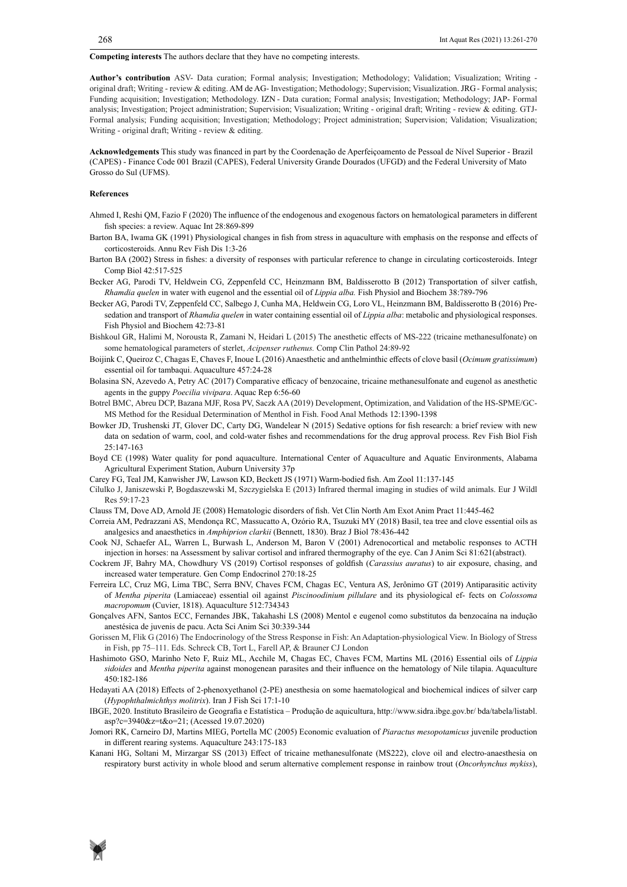**Competing interests** The authors declare that they have no competing interests.

**Author's contribution** ASV- Data curation; Formal analysis; Investigation; Methodology; Validation; Visualization; Writing - original draft; Writing - review & editing. AM de AG- Investigation; Methodology; Supervision; Visualization. JRG - Formal analysis; Funding acquisition; Investigation; Methodology. IZN - Data curation; Formal analysis; Investigation; Methodology; JAP- Formal analysis; Investigation; Project administration; Supervision; Visualization; Writing - original draft; Writing - review & editing. GTJ-Formal analysis; Funding acquisition; Investigation; Methodology; Project administration; Supervision; Validation; Visualization; Writing - original draft; Writing - review & editing.

**Acknowledgements** This study was financed in part by the Coordenação de Aperfeiçoamento de Pessoal de Nível Superior - Brazil (CAPES) - Finance Code 001 Brazil (CAPES), Federal University Grande Dourados (UFGD) and the Federal University of Mato Grosso do Sul (UFMS).

**References**

Ahmed I, Reshi QM, Fazio F (2020) The influence of the endogenous and exogenous factors on hematological parameters in different fish species: a review. Aquac Int 28:869-899

Barton BA, Iwama GK (1991) Physiological changes in fish from stress in aquaculture with emphasis on the response and effects of corticosteroids. Annu Rev Fish Dis 1:3-26

Barton BA (2002) Stress in fishes: a diversity of responses with particular reference to change in circulating corticosteroids. Integr Comp Biol 42:517-525

Becker AG, Parodi TV, Heldwein CG, Zeppenfeld CC, Heinzmann BM, Baldisserotto B (2012) Transportation of silver catfish, *Rhamdia quelen* in water with eugenol and the essential oil of *Lippia alba.* Fish Physiol and Biochem 38:789-796

Becker AG, Parodi TV, Zeppenfeld CC, Salbego J, Cunha MA, Heldwein CG, Loro VL, Heinzmann BM, Baldisserotto B (2016) Pre-sedation and transport of *Rhamdia quelen* in water containing essential oil of *Lippia alba*: metabolic and physiological responses. Fish Physiol and Biochem 42:73-81

Bishkoul GR, Halimi M, Norousta R, Zamani N, Heidari L (2015) The anesthetic effects of MS-222 (tricaine methanesulfonate) on some hematological parameters of sterlet, *Acipenser ruthenus.* Comp Clin Pathol 24:89-92

Boijink C, Queiroz C, Chagas E, Chaves F, Inoue L (2016) Anaesthetic and anthelminthic effects of clove basil (*Ocimum gratissimum*) essential oil for tambaqui. Aquaculture 457:24-28

Bolasina SN, Azevedo A, Petry AC (2017) Comparative efficacy of benzocaine, tricaine methanesulfonate and eugenol as anesthetic agents in the guppy *Poecilia vivipara*. Aquac Rep 6:56-60

Botrel BMC, Abreu DCP, Bazana MJF, Rosa PV, Saczk AA (2019) Development, Optimization, and Validation of the HS-SPME/GC-MS Method for the Residual Determination of Menthol in Fish. Food Anal Methods 12:1390-1398

Bowker JD, Trushenski JT, Glover DC, Carty DG, Wandelear N (2015) Sedative options for fish research: a brief review with new data on sedation of warm, cool, and cold-water fishes and recommendations for the drug approval process. Rev Fish Biol Fish 25:147-163

Boyd CE (1998) Water quality for pond aquaculture. International Center of Aquaculture and Aquatic Environments, Alabama Agricultural Experiment Station, Auburn University 37p

Carey FG, Teal JM, Kanwisher JW, Lawson KD, Beckett JS (1971) Warm-bodied fish. Am Zool 11:137-145

Cilulko J, Janiszewski P, Bogdaszewski M, Szczygielska E (2013) Infrared thermal imaging in studies of wild animals. Eur J Wildl Res 59:17-23

Clauss TM, Dove AD, Arnold JE (2008) Hematologic disorders of fish. Vet Clin North Am Exot Anim Pract 11:445-462

Correia AM, Pedrazzani AS, Mendonça RC, Massucatto A, Ozório RA, Tsuzuki MY (2018) Basil, tea tree and clove essential oils as analgesics and anaesthetics in *Amphiprion clarkii* (Bennett, 1830). Braz J Biol 78:436-442

Cook NJ, Schaefer AL, Warren L, Burwash L, Anderson M, Baron V (2001) Adrenocortical and metabolic responses to ACTH injection in horses: na Assessment by salivar cortisol and infrared thermography of the eye. Can J Anim Sci 81:621(abstract).

Cockrem JF, Bahry MA, Chowdhury VS (2019) Cortisol responses of goldfish (*Carassius auratus*) to air exposure, chasing, and increased water temperature. Gen Comp Endocrinol 270:18-25

Ferreira LC, Cruz MG, Lima TBC, Serra BNV, Chaves FCM, Chagas EC, Ventura AS, Jerônimo GT (2019) Antiparasitic activity of *Mentha piperita* (Lamiaceae) essential oil against *Piscinoodinium pillulare* and its physiological ef- fects on *Colossoma macropomum* (Cuvier, 1818). Aquaculture 512:734343

Gonçalves AFN, Santos ECC, Fernandes JBK, Takahashi LS (2008) Mentol e eugenol como substitutos da benzocaína na indução anestésica de juvenis de pacu. Acta Sci Anim Sci 30:339-344

Gorissen M, Flik G (2016) The Endocrinology of the Stress Response in Fish: An Adaptation-physiological View. In Biology of Stress in Fish, pp 75–111. Eds. Schreck CB, Tort L, Farell AP, & Brauner CJ London

Hashimoto GSO, Marinho Neto F, Ruiz ML, Acchile M, Chagas EC, Chaves FCM, Martins ML (2016) Essential oils of *Lippia sidoides* and *Mentha piperita* against monogenean parasites and their influence on the hematology of Nile tilapia. Aquaculture 450:182-186

Hedayati AA (2018) Effects of 2-phenoxyethanol (2-PE) anesthesia on some haematological and biochemical indices of silver carp (*Hypophthalmichthys molitrix*). Iran J Fish Sci 17:1-10

IBGE, 2020. Instituto Brasileiro de Geografia e Estatística – Produção de aquicultura, http://www.sidra.ibge.gov.br/ bda/tabela/listabl. asp?c=3940&z=t&o=21; (Acessed 19.07.2020)

Jomori RK, Carneiro DJ, Martins MIEG, Portella MC (2005) Economic evaluation of *Piaractus mesopotamicus* juvenile production in different rearing systems. Aquaculture 243:175-183

Kanani HG, Soltani M, Mirzargar SS (2013) Effect of tricaine methanesulfonate (MS222), clove oil and electro-anaesthesia on respiratory burst activity in whole blood and serum alternative complement response in rainbow trout (*Oncorhynchus mykiss*),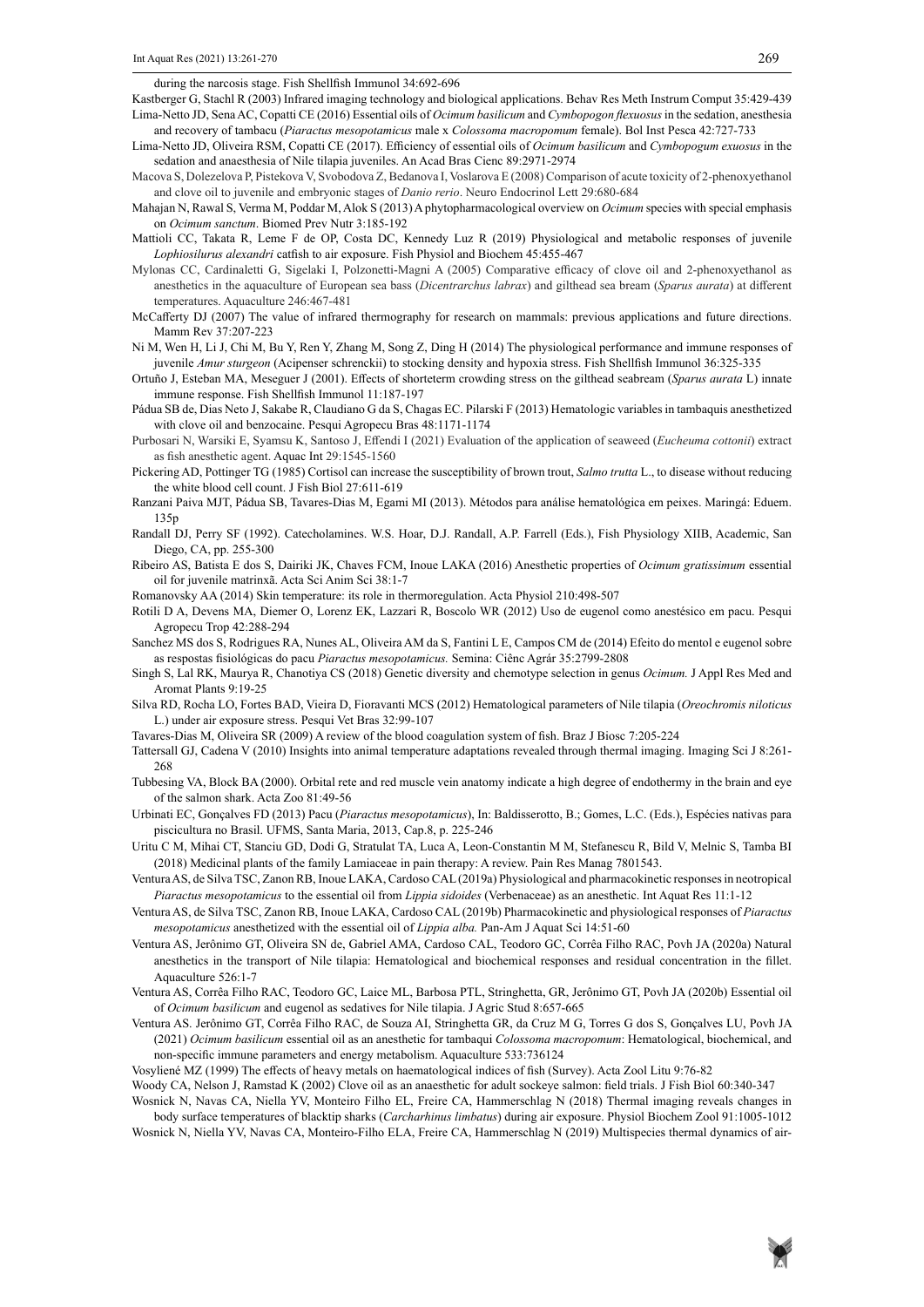during the narcosis stage. Fish Shellfish Immunol 34:692-696

Kastberger G, Stachl R (2003) Infrared imaging technology and biological applications. Behav Res Meth Instrum Comput 35:429-439

Lima-Netto JD, Sena AC, Copatti CE (2016) Essential oils of *Ocimum basilicum* and *Cymbopogon flexuosus* in the sedation, anesthesia and recovery of tambacu (*Piaractus mesopotamicus* male x *Colossoma macropomum* female). Bol Inst Pesca 42:727-733

Lima-Netto JD, Oliveira RSM, Copatti CE (2017). Efficiency of essential oils of *Ocimum basilicum* and *Cymbopogum exuosus* in the sedation and anaesthesia of Nile tilapia juveniles. An Acad Bras Cienc 89:2971-2974

Macova S, Dolezelova P, Pistekova V, Svobodova Z, Bedanova I, Voslarova E (2008) Comparison of acute toxicity of 2-phenoxyethanol and clove oil to juvenile and embryonic stages of *Danio rerio*. Neuro Endocrinol Lett 29:680-684

Mahajan N, Rawal S, Verma M, Poddar M, Alok S (2013) A phytopharmacological overview on *Ocimum* species with special emphasis on *Ocimum sanctum*. Biomed Prev Nutr 3:185-192

Mattioli CC, Takata R, Leme F de OP, Costa DC, Kennedy Luz R (2019) Physiological and metabolic responses of juvenile *Lophiosilurus alexandri* catfish to air exposure. Fish Physiol and Biochem 45:455-467

Mylonas CC, Cardinaletti G, Sigelaki I, Polzonetti-Magni A (2005) Comparative efficacy of clove oil and 2-phenoxyethanol as anesthetics in the aquaculture of European sea bass (*Dicentrarchus labrax*) and gilthead sea bream (*Sparus aurata*) at different temperatures. Aquaculture 246:467-481

McCafferty DJ (2007) The value of infrared thermography for research on mammals: previous applications and future directions. Mamm Rev 37:207-223

Ni M, Wen H, Li J, Chi M, Bu Y, Ren Y, Zhang M, Song Z, Ding H (2014) The physiological performance and immune responses of juvenile *Amur sturgeon* (Acipenser schrenckii) to stocking density and hypoxia stress. Fish Shellfish Immunol 36:325-335

Ortuño J, Esteban MA, Meseguer J (2001). Effects of shorteterm crowding stress on the gilthead seabream (*Sparus aurata* L) innate immune response. Fish Shellfish Immunol 11:187-197

Pádua SB de, Dias Neto J, Sakabe R, Claudiano G da S, Chagas EC. Pilarski F (2013) Hematologic variables in tambaquis anesthetized with clove oil and benzocaine. Pesqui Agropecu Bras 48:1171-1174

Purbosari N, Warsiki E, Syamsu K, Santoso J, Effendi I (2021) Evaluation of the application of seaweed (*Eucheuma cottonii*) extract as fish anesthetic agent. Aquac Int 29:1545-1560

Pickering AD, Pottinger TG (1985) Cortisol can increase the susceptibility of brown trout, *Salmo trutta* L., to disease without reducing the white blood cell count. J Fish Biol 27:611-619

Ranzani Paiva MJT, Pádua SB, Tavares-Dias M, Egami MI (2013). Métodos para análise hematológica em peixes. Maringá: Eduem. 135p

Randall DJ, Perry SF (1992). Catecholamines. W.S. Hoar, D.J. Randall, A.P. Farrell (Eds.), Fish Physiology XIIB, Academic, San Diego, CA, pp. 255-300

Ribeiro AS, Batista E dos S, Dairiki JK, Chaves FCM, Inoue LAKA (2016) Anesthetic properties of *Ocimum gratissimum* essential oil for juvenile matrinxã. Acta Sci Anim Sci 38:1-7

Romanovsky AA (2014) Skin temperature: its role in thermoregulation. Acta Physiol 210:498-507

Rotili D A, Devens MA, Diemer O, Lorenz EK, Lazzari R, Boscolo WR (2012) Uso de eugenol como anestésico em pacu. Pesqui Agropecu Trop 42:288-294

Sanchez MS dos S, Rodrigues RA, Nunes AL, Oliveira AM da S, Fantini L E, Campos CM de (2014) Efeito do mentol e eugenol sobre as respostas fisiológicas do pacu *Piaractus mesopotamicus.* Semina: Ciênc Agrár 35:2799-2808

Singh S, Lal RK, Maurya R, Chanotiya CS (2018) Genetic diversity and chemotype selection in genus *Ocimum.* J Appl Res Med and Aromat Plants 9:19-25

Silva RD, Rocha LO, Fortes BAD, Vieira D, Fioravanti MCS (2012) Hematological parameters of Nile tilapia (*Oreochromis niloticus* L.) under air exposure stress. Pesqui Vet Bras 32:99-107

Tavares-Dias M, Oliveira SR (2009) A review of the blood coagulation system of fish. Braz J Biosc 7:205-224

Tattersall GJ, Cadena V (2010) Insights into animal temperature adaptations revealed through thermal imaging. Imaging Sci J 8:261-268

Tubbesing VA, Block BA (2000). Orbital rete and red muscle vein anatomy indicate a high degree of endothermy in the brain and eye of the salmon shark. Acta Zoo 81:49-56

Urbinati EC, Gonçalves FD (2013) Pacu (*Piaractus mesopotamicus*), In: Baldisserotto, B.; Gomes, L.C. (Eds.), Espécies nativas para piscicultura no Brasil. UFMS, Santa Maria, 2013, Cap.8, p. 225-246

Uritu C M, Mihai CT, Stanciu GD, Dodi G, Stratulat TA, Luca A, Leon-Constantin M M, Stefanescu R, Bild V, Melnic S, Tamba BI (2018) Medicinal plants of the family Lamiaceae in pain therapy: A review. Pain Res Manag 7801543.

Ventura AS, de Silva TSC, Zanon RB, Inoue LAKA, Cardoso CAL (2019a) Physiological and pharmacokinetic responses in neotropical *Piaractus mesopotamicus* to the essential oil from *Lippia sidoides* (Verbenaceae) as an anesthetic. Int Aquat Res 11:1-12

Ventura AS, de Silva TSC, Zanon RB, Inoue LAKA, Cardoso CAL (2019b) Pharmacokinetic and physiological responses of *Piaractus mesopotamicus* anesthetized with the essential oil of *Lippia alba.* Pan-Am J Aquat Sci 14:51-60

Ventura AS, Jerônimo GT, Oliveira SN de, Gabriel AMA, Cardoso CAL, Teodoro GC, Corrêa Filho RAC, Povh JA (2020a) Natural anesthetics in the transport of Nile tilapia: Hematological and biochemical responses and residual concentration in the fillet. Aquaculture 526:1-7

Ventura AS, Corrêa Filho RAC, Teodoro GC, Laice ML, Barbosa PTL, Stringhetta, GR, Jerônimo GT, Povh JA (2020b) Essential oil of *Ocimum basilicum* and eugenol as sedatives for Nile tilapia. J Agric Stud 8:657-665

Ventura AS. Jerônimo GT, Corrêa Filho RAC, de Souza AI, Stringhetta GR, da Cruz M G, Torres G dos S, Gonçalves LU, Povh JA (2021) *Ocimum basilicum* essential oil as an anesthetic for tambaqui *Colossoma macropomum*: Hematological, biochemical, and non-specific immune parameters and energy metabolism. Aquaculture 533:736124

Vosylienė MZ (1999) The effects of heavy metals on haematological indices of fish (Survey). Acta Zool Litu 9:76-82

Woody CA, Nelson J, Ramstad K (2002) Clove oil as an anaesthetic for adult sockeye salmon: field trials. J Fish Biol 60:340-347

Wosnick N, Navas CA, Niella YV, Monteiro Filho EL, Freire CA, Hammerschlag N (2018) Thermal imaging reveals changes in body surface temperatures of blacktip sharks (*Carcharhinus limbatus*) during air exposure. Physiol Biochem Zool 91:1005-1012

Wosnick N, Niella YV, Navas CA, Monteiro-Filho ELA, Freire CA, Hammerschlag N (2019) Multispecies thermal dynamics of air-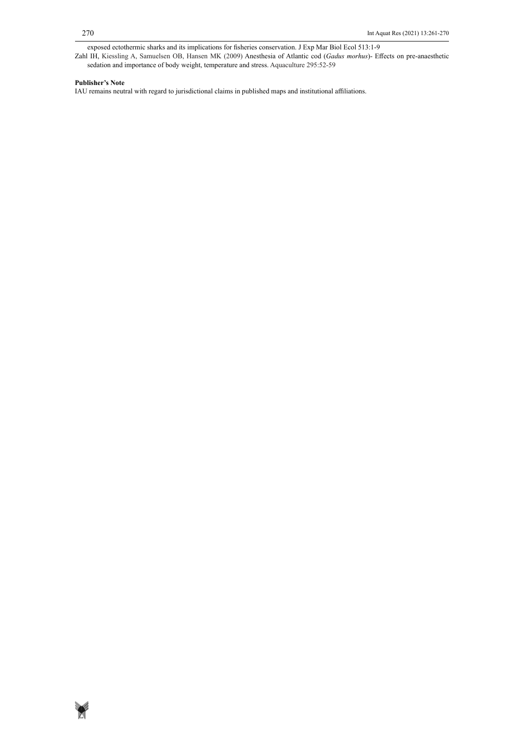exposed ectothermic sharks and its implications for fisheries conservation. J Exp Mar Biol Ecol 513:1-9

Zahl IH, Kiessling A, Samuelsen OB, Hansen MK (2009) Anesthesia of Atlantic cod (*Gadus morhus*)- Effects on pre-anaesthetic sedation and importance of body weight, temperature and stress. Aquaculture 295:52-59

**Publisher's Note**

IAU remains neutral with regard to jurisdictional claims in published maps and institutional affiliations.